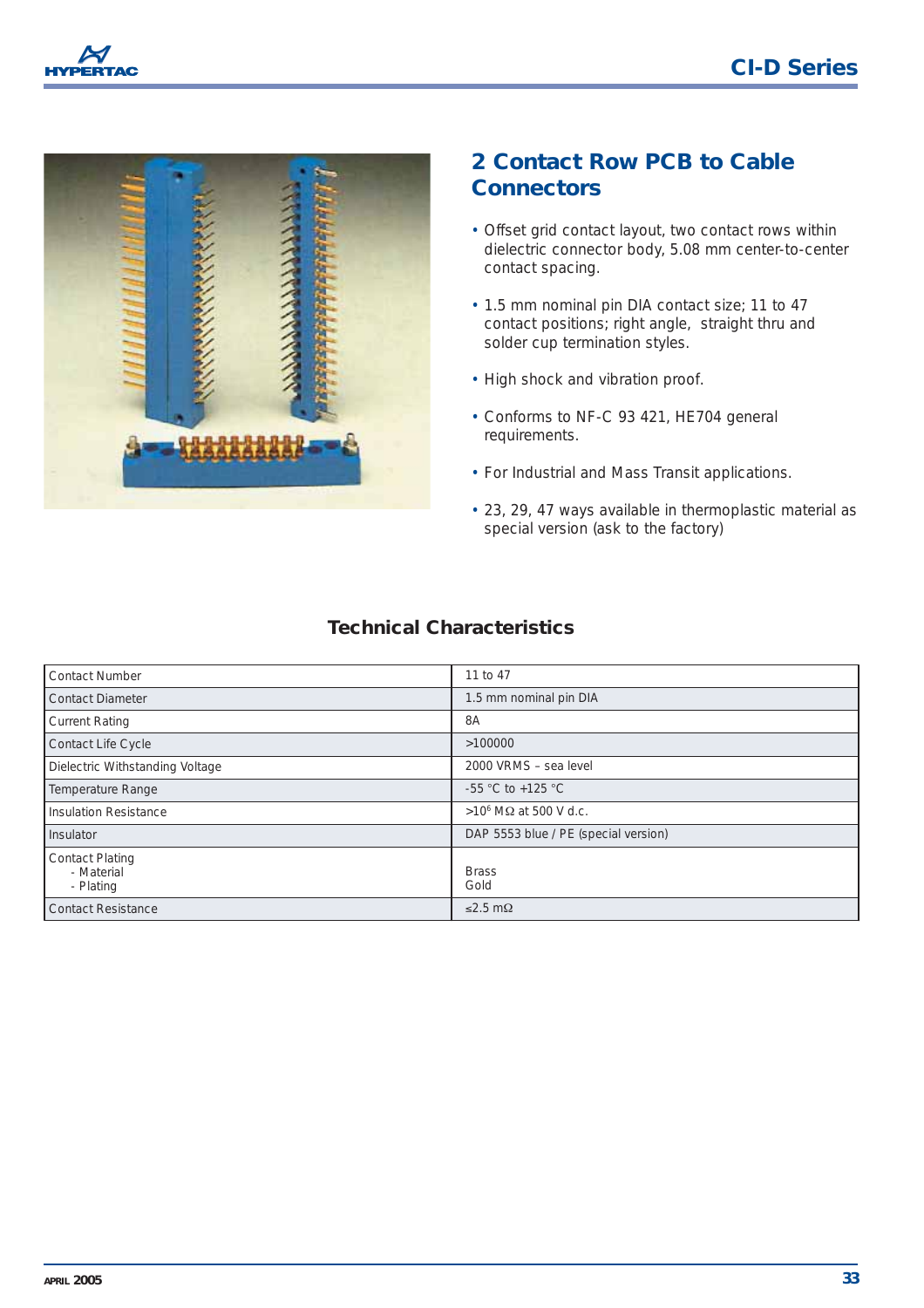## 2 Contact Row PCB to Cable Connectors

- Offset grid contact layout, two contact rows within dielectric connector body, 5.08 mm center-to-center contact spacing.
- 1.5 mm nominal pin DIA contact size; 11 to 47 contact positions; right angle, straight thru and solder cup termination styles.
- High shock and vibration proof.
- Conforms to NF-C 93 421, HE704 general requirements.
- For Industrial and Mass Transit applications.
- 23, 29, 47 ways available in thermoplastic material as special version (ask to the factory)

## Technical Characteristics

| | |
|---|---|
| Contact Number | 11 to 47 |
| Contact Diameter | 1.5 mm nominal pin DIA |
| Current Rating | 8A |
| Contact Life Cycle | >100000 |
| Dielectric Withstanding Voltage | 2000 VRMS – sea level |
| Temperature Range | -55 °C to +125 °C |
| Insulation Resistance | $>10^6$ MΩ at 500 V d.c. |
| Insulator | DAP 5553 blue / PE (special version) |
| Contact Plating<br>- Material<br>- Plating | <br>Brass<br>Gold |
| Contact Resistance | ≤2.5 mΩ |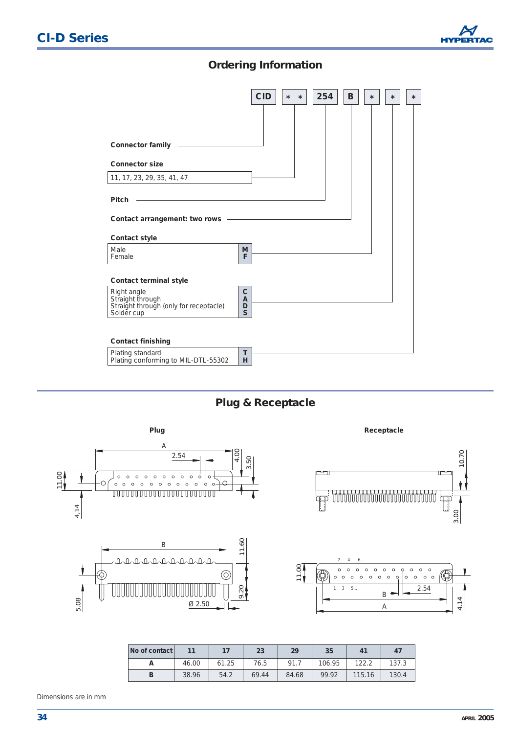## Ordering Information

CID | * * | 254 | B | * | * | *

**Connector family** — CID

**Connector size** — * *

| 11, 17, 23, 29, 35, 41, 47 |
|---|

**Pitch** — 254

**Contact arrangement: two rows** — B

**Contact style**

| | |
|---|---|
| Male | M |
| Female | F |

**Contact terminal style**

| | |
|---|---|
| Right angle | C |
| Straight through | A |
| Straight through (only for receptacle) | D |
| Solder cup | S |

**Contact finishing**

| | |
|---|---|
| Plating standard | T |
| Plating conforming to MIL-DTL-55302 | H |

## Plug & Receptacle

**Plug**

**Receptacle**

| No of contact | 11 | 17 | 23 | 29 | 35 | 41 | 47 |
|---|---|---|---|---|---|---|---|
| A | 46.00 | 61.25 | 76.5 | 91.7 | 106.95 | 122.2 | 137.3 |
| B | 38.96 | 54.2 | 69.44 | 84.68 | 99.92 | 115.16 | 130.4 |

Dimensions are in mm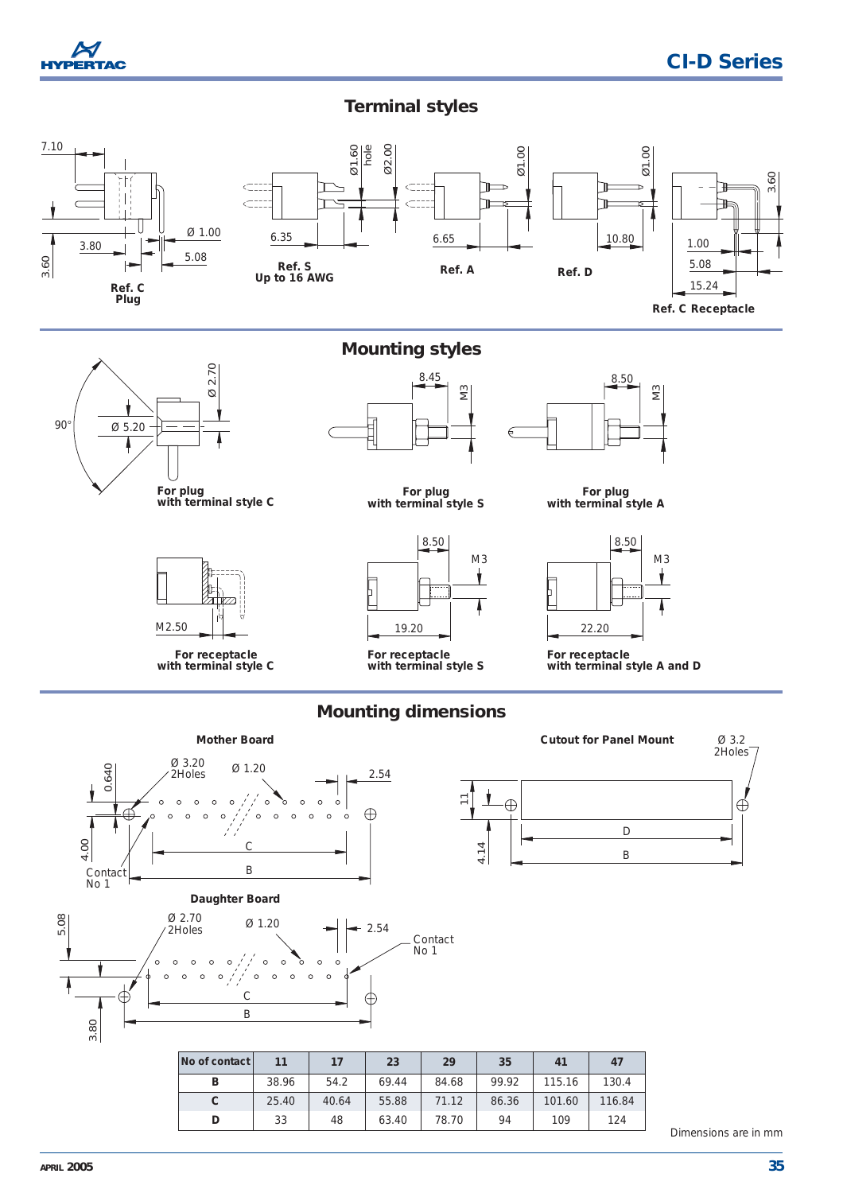## Terminal styles

7.10

3.80

3.60

Ø 1.00

5.08

**Ref. C Plug**

Ø1.60 hole

Ø2.00

6.35

**Ref. S Up to 16 AWG**

Ø1.00

6.65

**Ref. A**

Ø1.00

10.80

**Ref. D**

3.60

1.00

5.08

15.24

**Ref. C Receptacle**

## Mounting styles

90°

Ø 5.20

Ø 2.70

**For plug with terminal style C**

8.45

M3

**For plug with terminal style S**

8.50

M3

**For plug with terminal style A**

M2.50

**For receptacle with terminal style C**

8.50

M3

19.20

**For receptacle with terminal style S**

8.50

M3

22.20

**For receptacle with terminal style A and D**

## Mounting dimensions

**Mother Board**

0.640

Ø 3.20 2Holes

Ø 1.20

2.54

4.00

C

B

Contact No 1

**Daughter Board**

5.08

Ø 2.70 2Holes

Ø 1.20

2.54

Contact No 1

C

B

3.80

**Cutout for Panel Mount**

Ø 3.2 2Holes

11

4.14

D

B

| No of contact | 11 | 17 | 23 | 29 | 35 | 41 | 47 |
|---|---|---|---|---|---|---|---|
| **B** | 38.96 | 54.2 | 69.44 | 84.68 | 99.92 | 115.16 | 130.4 |
| **C** | 25.40 | 40.64 | 55.88 | 71.12 | 86.36 | 101.60 | 116.84 |
| **D** | 33 | 48 | 63.40 | 78.70 | 94 | 109 | 124 |

Dimensions are in mm